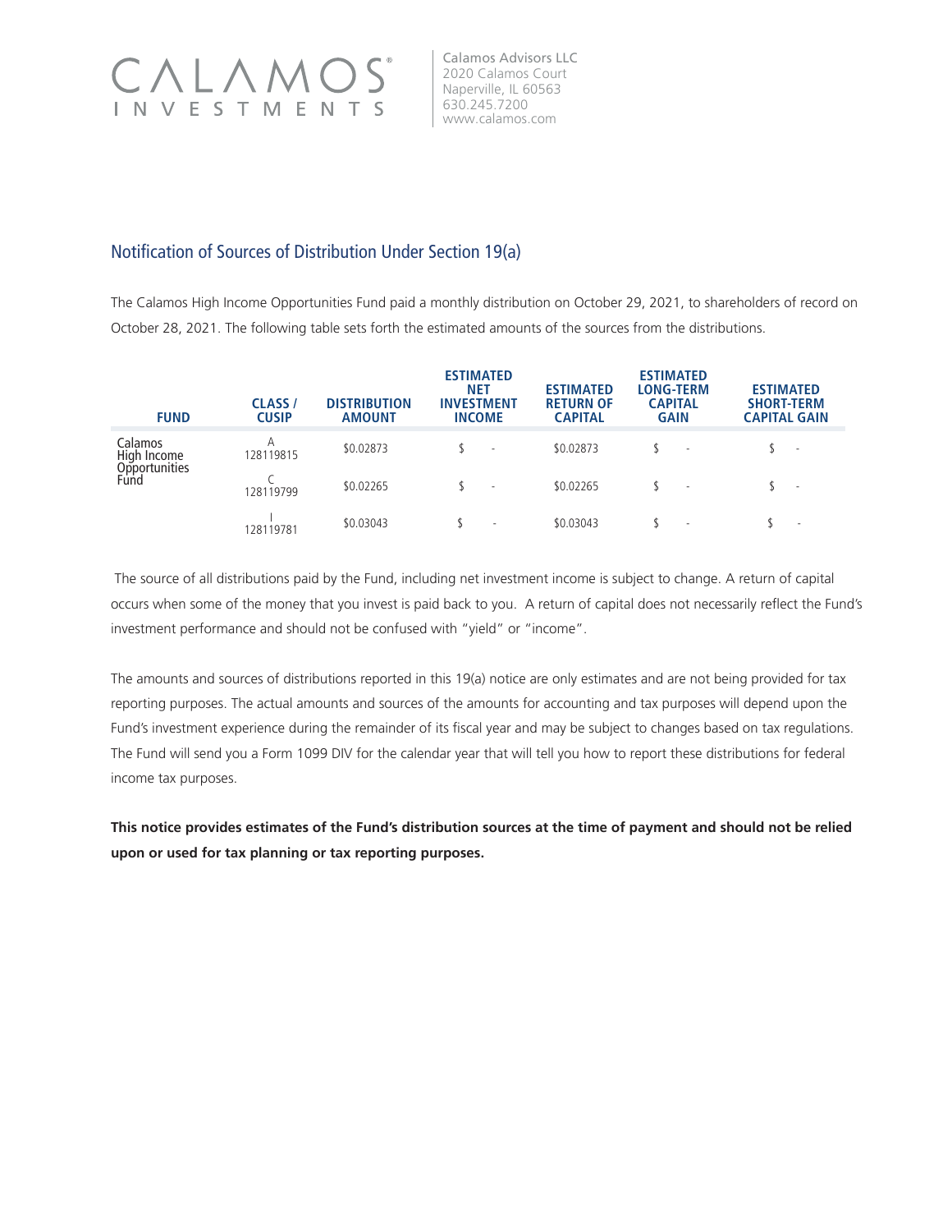CALAMOS® INVESTMENTS

Calamos Advisors LLC
2020 Calamos Court
Naperville, IL 60563
630.245.7200
www.calamos.com

## Notification of Sources of Distribution Under Section 19(a)

The Calamos High Income Opportunities Fund paid a monthly distribution on October 29, 2021, to shareholders of record on October 28, 2021. The following table sets forth the estimated amounts of the sources from the distributions.

| FUND | CLASS / CUSIP | DISTRIBUTION AMOUNT | ESTIMATED NET INVESTMENT INCOME | ESTIMATED RETURN OF CAPITAL | ESTIMATED LONG-TERM CAPITAL GAIN | ESTIMATED SHORT-TERM CAPITAL GAIN |
|---|---|---|---|---|---|---|
| Calamos High Income Opportunities Fund | A 128119815 | $0.02873 | $ - | $0.02873 | $ - | $ - |
| | C 128119799 | $0.02265 | $ - | $0.02265 | $ - | $ - |
| | I 128119781 | $0.03043 | $ - | $0.03043 | $ - | $ - |

The source of all distributions paid by the Fund, including net investment income is subject to change. A return of capital occurs when some of the money that you invest is paid back to you. A return of capital does not necessarily reflect the Fund's investment performance and should not be confused with "yield" or "income".

The amounts and sources of distributions reported in this 19(a) notice are only estimates and are not being provided for tax reporting purposes. The actual amounts and sources of the amounts for accounting and tax purposes will depend upon the Fund's investment experience during the remainder of its fiscal year and may be subject to changes based on tax regulations. The Fund will send you a Form 1099 DIV for the calendar year that will tell you how to report these distributions for federal income tax purposes.

**This notice provides estimates of the Fund's distribution sources at the time of payment and should not be relied upon or used for tax planning or tax reporting purposes.**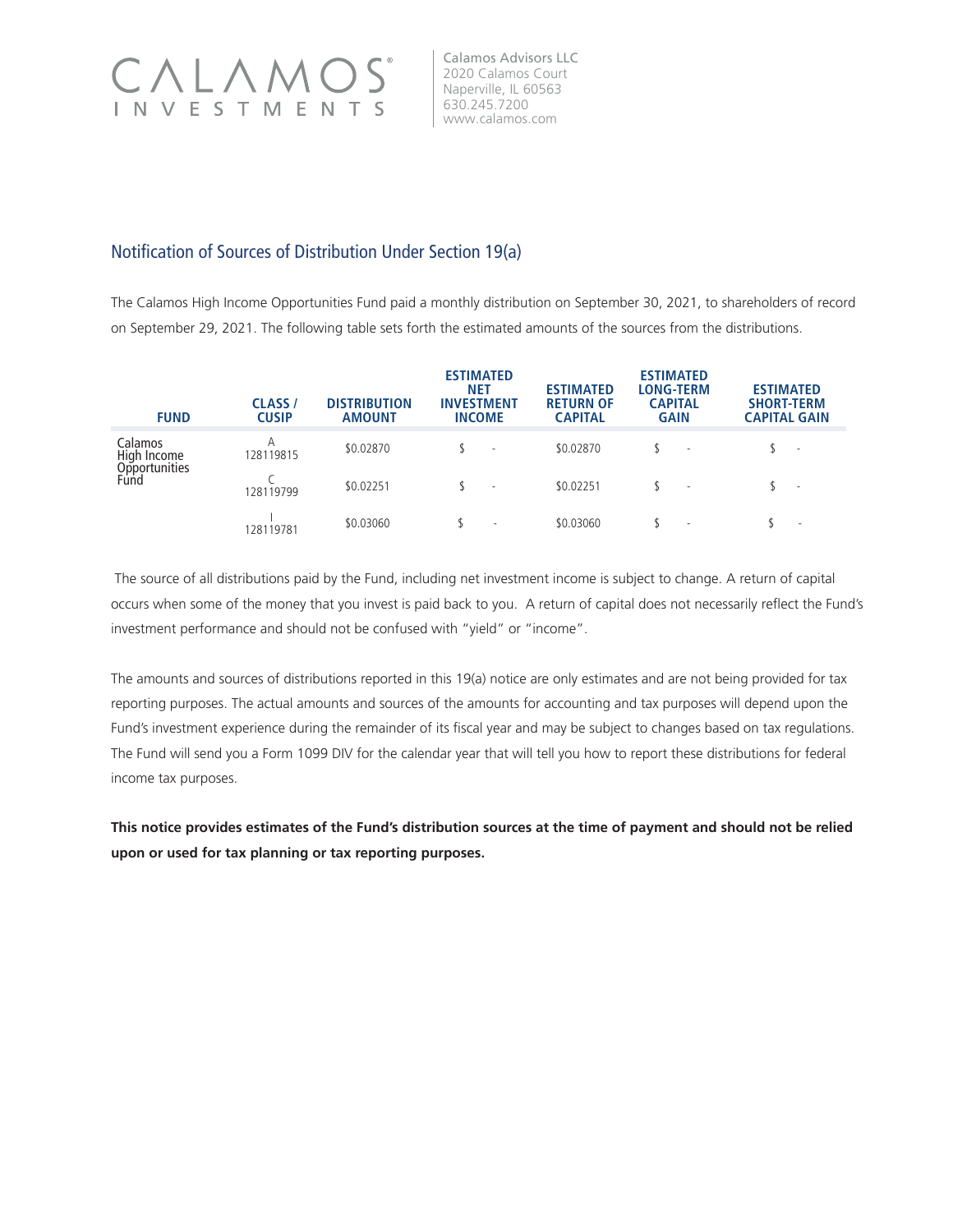CALAMOS® INVESTMENTS

Calamos Advisors LLC
2020 Calamos Court
Naperville, IL 60563
630.245.7200
www.calamos.com

## Notification of Sources of Distribution Under Section 19(a)

The Calamos High Income Opportunities Fund paid a monthly distribution on September 30, 2021, to shareholders of record on September 29, 2021. The following table sets forth the estimated amounts of the sources from the distributions.

| FUND | CLASS / CUSIP | DISTRIBUTION AMOUNT | ESTIMATED NET INVESTMENT INCOME | ESTIMATED RETURN OF CAPITAL | ESTIMATED LONG-TERM CAPITAL GAIN | ESTIMATED SHORT-TERM CAPITAL GAIN |
|---|---|---|---|---|---|---|
| Calamos High Income Opportunities Fund | A 128119815 | $0.02870 | $ - | $0.02870 | $ - | $ - |
| | C 128119799 | $0.02251 | $ - | $0.02251 | $ - | $ - |
| | I 128119781 | $0.03060 | $ - | $0.03060 | $ - | $ - |

The source of all distributions paid by the Fund, including net investment income is subject to change. A return of capital occurs when some of the money that you invest is paid back to you. A return of capital does not necessarily reflect the Fund's investment performance and should not be confused with "yield" or "income".

The amounts and sources of distributions reported in this 19(a) notice are only estimates and are not being provided for tax reporting purposes. The actual amounts and sources of the amounts for accounting and tax purposes will depend upon the Fund's investment experience during the remainder of its fiscal year and may be subject to changes based on tax regulations. The Fund will send you a Form 1099 DIV for the calendar year that will tell you how to report these distributions for federal income tax purposes.

**This notice provides estimates of the Fund's distribution sources at the time of payment and should not be relied upon or used for tax planning or tax reporting purposes.**